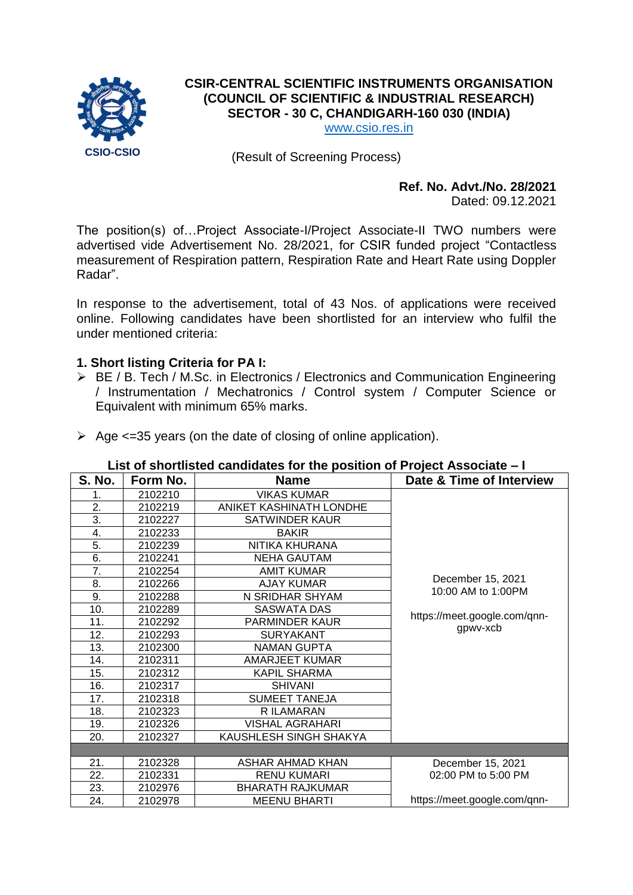CSIO-CSIO

# CSIR-CENTRAL SCIENTIFIC INSTRUMENTS ORGANISATION
## (COUNCIL OF SCIENTIFIC & INDUSTRIAL RESEARCH)
## SECTOR - 30 C, CHANDIGARH-160 030 (INDIA)

www.csio.res.in

(Result of Screening Process)

**Ref. No. Advt./No. 28/2021**
Dated: 09.12.2021

The position(s) of…Project Associate-I/Project Associate-II TWO numbers were advertised vide Advertisement No. 28/2021, for CSIR funded project "Contactless measurement of Respiration pattern, Respiration Rate and Heart Rate using Doppler Radar".

In response to the advertisement, total of 43 Nos. of applications were received online. Following candidates have been shortlisted for an interview who fulfil the under mentioned criteria:

### 1. Short listing Criteria for PA I:

- BE / B. Tech / M.Sc. in Electronics / Electronics and Communication Engineering / Instrumentation / Mechatronics / Control system / Computer Science or Equivalent with minimum 65% marks.
- Age <=35 years (on the date of closing of online application).

**List of shortlisted candidates for the position of Project Associate – I**

| S. No. | Form No. | Name | Date & Time of Interview |
|---|---|---|---|
| 1. | 2102210 | VIKAS KUMAR | December 15, 2021<br>10:00 AM to 1:00PM<br><br>https://meet.google.com/qnn-gpwv-xcb |
| 2. | 2102219 | ANIKET KASHINATH LONDHE | |
| 3. | 2102227 | SATWINDER KAUR | |
| 4. | 2102233 | BAKIR | |
| 5. | 2102239 | NITIKA KHURANA | |
| 6. | 2102241 | NEHA GAUTAM | |
| 7. | 2102254 | AMIT KUMAR | |
| 8. | 2102266 | AJAY KUMAR | |
| 9. | 2102288 | N SRIDHAR SHYAM | |
| 10. | 2102289 | SASWATA DAS | |
| 11. | 2102292 | PARMINDER KAUR | |
| 12. | 2102293 | SURYAKANT | |
| 13. | 2102300 | NAMAN GUPTA | |
| 14. | 2102311 | AMARJEET KUMAR | |
| 15. | 2102312 | KAPIL SHARMA | |
| 16. | 2102317 | SHIVANI | |
| 17. | 2102318 | SUMEET TANEJA | |
| 18. | 2102323 | R ILAMARAN | |
| 19. | 2102326 | VISHAL AGRAHARI | |
| 20. | 2102327 | KAUSHLESH SINGH SHAKYA | |
| | | | |
| 21. | 2102328 | ASHAR AHMAD KHAN | December 15, 2021<br>02:00 PM to 5:00 PM<br><br>https://meet.google.com/qnn- |
| 22. | 2102331 | RENU KUMARI | |
| 23. | 2102976 | BHARATH RAJKUMAR | |
| 24. | 2102978 | MEENU BHARTI | |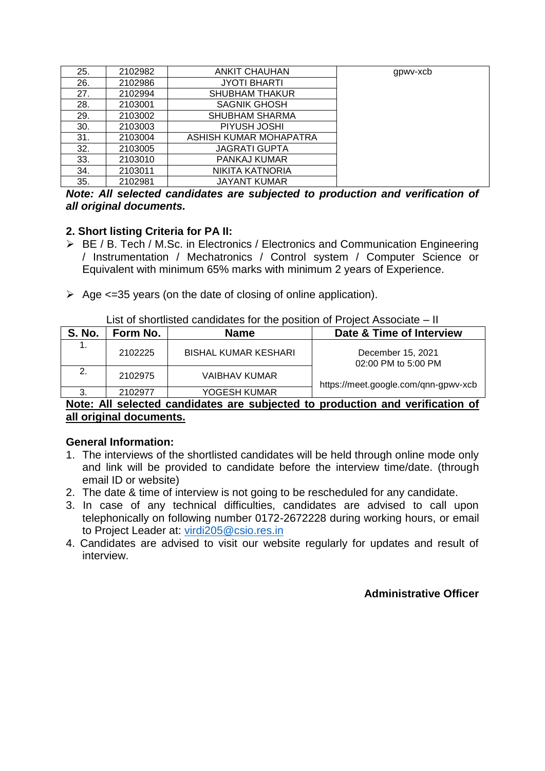| | | | |
|---|---|---|---|
| 25. | 2102982 | ANKIT CHAUHAN | gpwv-xcb |
| 26. | 2102986 | JYOTI BHARTI | |
| 27. | 2102994 | SHUBHAM THAKUR | |
| 28. | 2103001 | SAGNIK GHOSH | |
| 29. | 2103002 | SHUBHAM SHARMA | |
| 30. | 2103003 | PIYUSH JOSHI | |
| 31. | 2103004 | ASHISH KUMAR MOHAPATRA | |
| 32. | 2103005 | JAGRATI GUPTA | |
| 33. | 2103010 | PANKAJ KUMAR | |
| 34. | 2103011 | NIKITA KATNORIA | |
| 35. | 2102981 | JAYANT KUMAR | |

***Note: All selected candidates are subjected to production and verification of all original documents.***

**2. Short listing Criteria for PA II:**

- BE / B. Tech / M.Sc. in Electronics / Electronics and Communication Engineering / Instrumentation / Mechatronics / Control system / Computer Science or Equivalent with minimum 65% marks with minimum 2 years of Experience.
- Age <=35 years (on the date of closing of online application).

List of shortlisted candidates for the position of Project Associate – II

| S. No. | Form No. | Name | Date & Time of Interview |
|---|---|---|---|
| 1. | 2102225 | BISHAL KUMAR KESHARI | December 15, 2021<br>02:00 PM to 5:00 PM<br><br>https://meet.google.com/qnn-gpwv-xcb |
| 2. | 2102975 | VAIBHAV KUMAR | |
| 3. | 2102977 | YOGESH KUMAR | |

**Note: All selected candidates are subjected to production and verification of all original documents.**

**General Information:**

1. The interviews of the shortlisted candidates will be held through online mode only and link will be provided to candidate before the interview time/date. (through email ID or website)
2. The date & time of interview is not going to be rescheduled for any candidate.
3. In case of any technical difficulties, candidates are advised to call upon telephonically on following number 0172-2672228 during working hours, or email to Project Leader at: virdi205@csio.res.in
4. Candidates are advised to visit our website regularly for updates and result of interview.

**Administrative Officer**